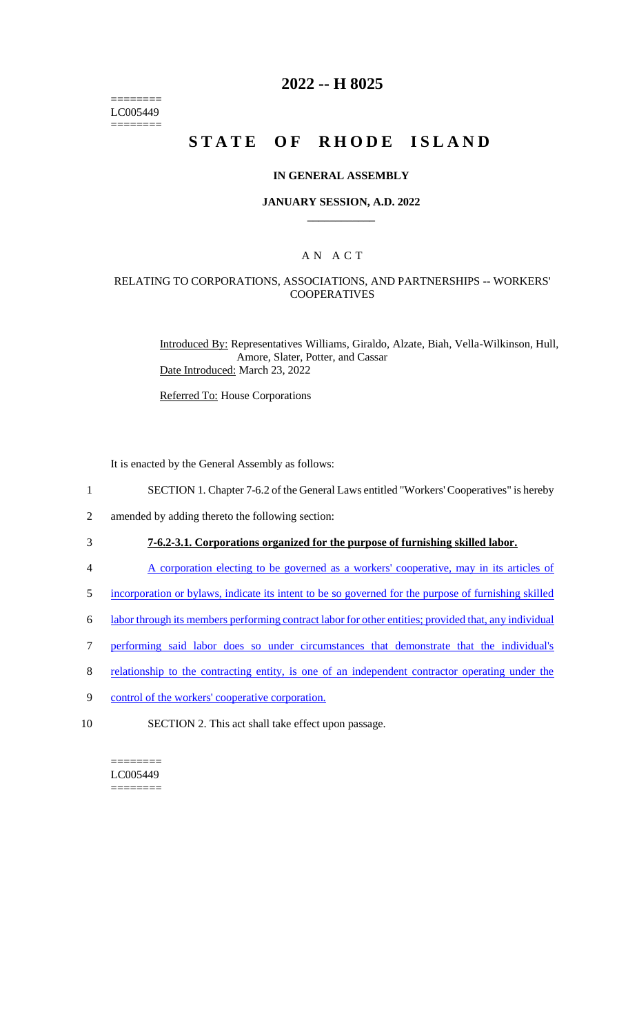========
LC005449
========

# 2022 -- H 8025

# STATE OF RHODE ISLAND

### IN GENERAL ASSEMBLY

### JANUARY SESSION, A.D. 2022

## A N A C T

### RELATING TO CORPORATIONS, ASSOCIATIONS, AND PARTNERSHIPS -- WORKERS' COOPERATIVES

Introduced By: Representatives Williams, Giraldo, Alzate, Biah, Vella-Wilkinson, Hull, Amore, Slater, Potter, and Cassar

Date Introduced: March 23, 2022

Referred To: House Corporations

It is enacted by the General Assembly as follows:

1 SECTION 1. Chapter 7-6.2 of the General Laws entitled "Workers' Cooperatives" is hereby
2 amended by adding thereto the following section:

3 **7-6.2-3.1. Corporations organized for the purpose of furnishing skilled labor.**

4 A corporation electing to be governed as a workers' cooperative, may in its articles of
5 incorporation or bylaws, indicate its intent to be so governed for the purpose of furnishing skilled
6 labor through its members performing contract labor for other entities; provided that, any individual
7 performing said labor does so under circumstances that demonstrate that the individual's
8 relationship to the contracting entity, is one of an independent contractor operating under the
9 control of the workers' cooperative corporation.

10 SECTION 2. This act shall take effect upon passage.

========
LC005449
========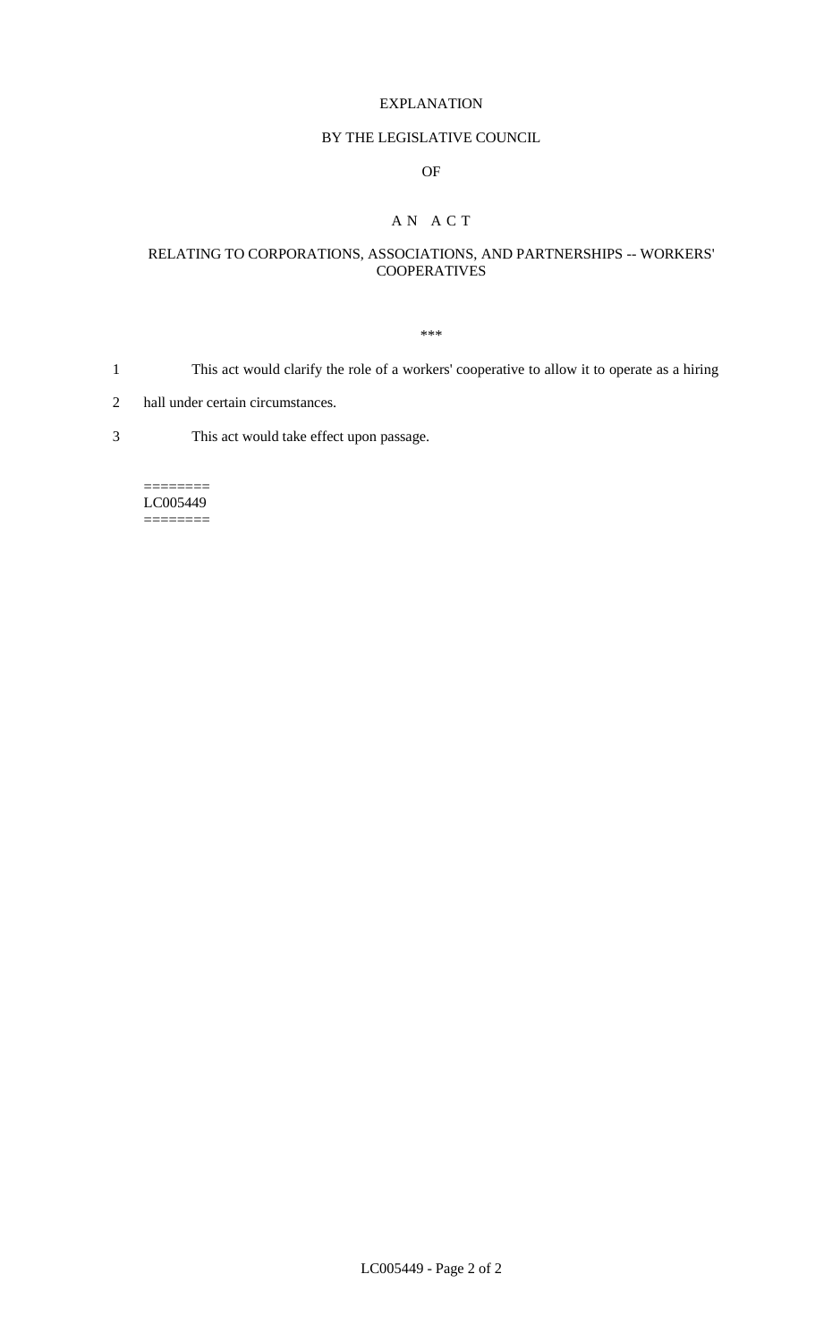EXPLANATION

BY THE LEGISLATIVE COUNCIL

OF

# A N A C T

RELATING TO CORPORATIONS, ASSOCIATIONS, AND PARTNERSHIPS -- WORKERS' COOPERATIVES

\*\*\*

1 This act would clarify the role of a workers' cooperative to allow it to operate as a hiring

2 hall under certain circumstances.

3 This act would take effect upon passage.

========
LC005449
========